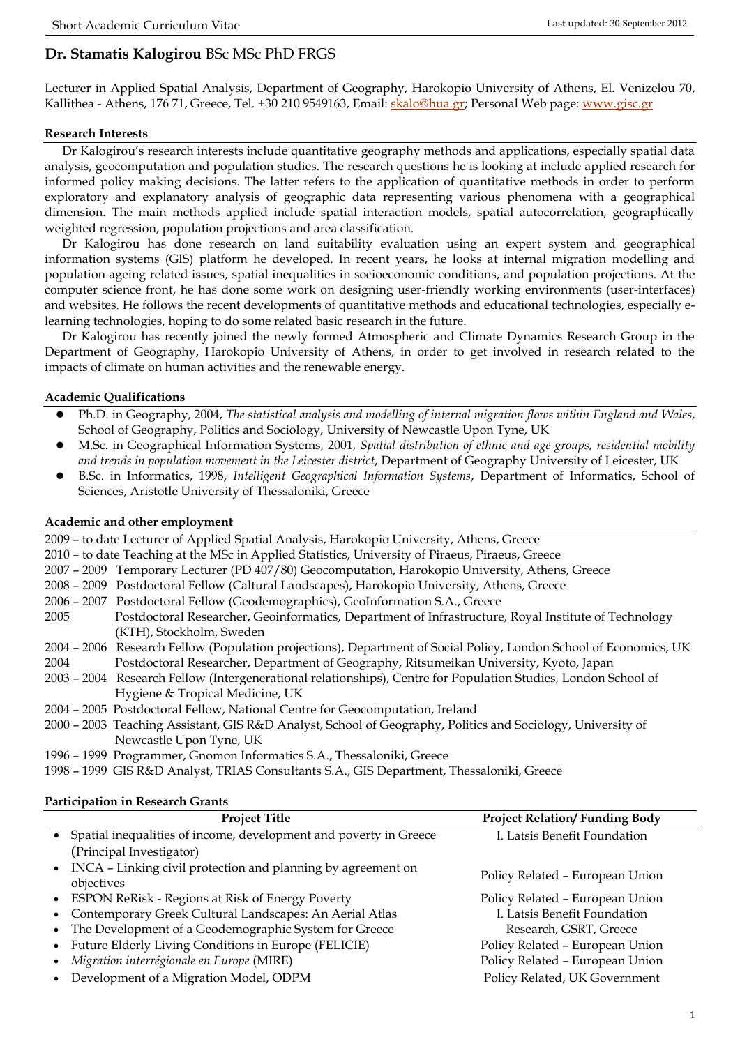# Dr. Stamatis Kalogirou BSc MSc PhD FRGS

Lecturer in Applied Spatial Analysis, Department of Geography, Harokopio University of Athens, El. Venizelou 70, Kallithea - Athens, 176 71, Greece, Tel. +30 210 9549163, Email: skalo@hua.gr; Personal Web page: www.gisc.gr

## Research Interests

Dr Kalogirou's research interests include quantitative geography methods and applications, especially spatial data analysis, geocomputation and population studies. The research questions he is looking at include applied research for informed policy making decisions. The latter refers to the application of quantitative methods in order to perform exploratory and explanatory analysis of geographic data representing various phenomena with a geographical dimension. The main methods applied include spatial interaction models, spatial autocorrelation, geographically weighted regression, population projections and area classification.

Dr Kalogirou has done research on land suitability evaluation using an expert system and geographical information systems (GIS) platform he developed. In recent years, he looks at internal migration modelling and population ageing related issues, spatial inequalities in socioeconomic conditions, and population projections. At the computer science front, he has done some work on designing user-friendly working environments (user-interfaces) and websites. He follows the recent developments of quantitative methods and educational technologies, especially e-learning technologies, hoping to do some related basic research in the future.

Dr Kalogirou has recently joined the newly formed Atmospheric and Climate Dynamics Research Group in the Department of Geography, Harokopio University of Athens, in order to get involved in research related to the impacts of climate on human activities and the renewable energy.

## Academic Qualifications

- Ph.D. in Geography, 2004, *The statistical analysis and modelling of internal migration flows within England and Wales*, School of Geography, Politics and Sociology, University of Newcastle Upon Tyne, UK
- M.Sc. in Geographical Information Systems, 2001, *Spatial distribution of ethnic and age groups, residential mobility and trends in population movement in the Leicester district*, Department of Geography University of Leicester, UK
- B.Sc. in Informatics, 1998, *Intelligent Geographical Information Systems*, Department of Informatics, School of Sciences, Aristotle University of Thessaloniki, Greece

## Academic and other employment

2009 – to date Lecturer of Applied Spatial Analysis, Harokopio University, Athens, Greece

2010 – to date Teaching at the MSc in Applied Statistics, University of Piraeus, Piraeus, Greece

2007 – 2009 Temporary Lecturer (PD 407/80) Geocomputation, Harokopio University, Athens, Greece

2008 – 2009 Postdoctoral Fellow (Caltural Landscapes), Harokopio University, Athens, Greece

2006 – 2007 Postdoctoral Fellow (Geodemographics), GeoInformation S.A., Greece

2005 Postdoctoral Researcher, Geoinformatics, Department of Infrastructure, Royal Institute of Technology (KTH), Stockholm, Sweden

2004 – 2006 Research Fellow (Population projections), Department of Social Policy, London School of Economics, UK

2004 Postdoctoral Researcher, Department of Geography, Ritsumeikan University, Kyoto, Japan

2003 – 2004 Research Fellow (Intergenerational relationships), Centre for Population Studies, London School of Hygiene & Tropical Medicine, UK

2004 – 2005 Postdoctoral Fellow, National Centre for Geocomputation, Ireland

2000 – 2003 Teaching Assistant, GIS R&D Analyst, School of Geography, Politics and Sociology, University of Newcastle Upon Tyne, UK

1996 – 1999 Programmer, Gnomon Informatics S.A., Thessaloniki, Greece

1998 – 1999 GIS R&D Analyst, TRIAS Consultants S.A., GIS Department, Thessaloniki, Greece

## Participation in Research Grants

| Project Title | Project Relation/ Funding Body |
|---|---|
| • Spatial inequalities of income, development and poverty in Greece (Principal Investigator) | I. Latsis Benefit Foundation |
| • INCA – Linking civil protection and planning by agreement on objectives | Policy Related – European Union |
| • ESPON ReRisk - Regions at Risk of Energy Poverty | Policy Related – European Union |
| • Contemporary Greek Cultural Landscapes: An Aerial Atlas | I. Latsis Benefit Foundation |
| • The Development of a Geodemographic System for Greece | Research, GSRT, Greece |
| • Future Elderly Living Conditions in Europe (FELICIE) | Policy Related – European Union |
| • *Migration interrégionale en Europe* (MIRE) | Policy Related – European Union |
| • Development of a Migration Model, ODPM | Policy Related, UK Government |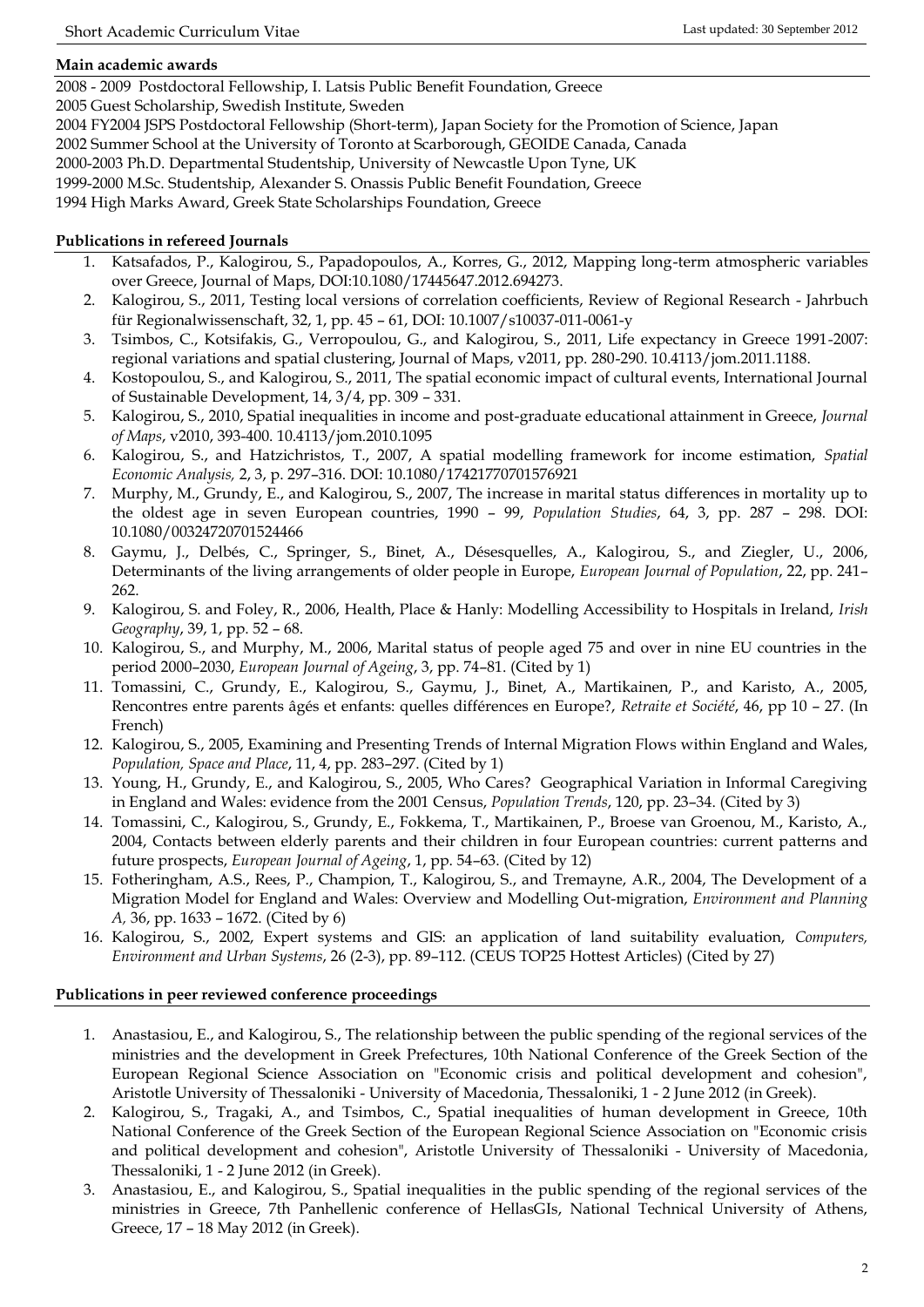## Main academic awards

2008 - 2009 Postdoctoral Fellowship, I. Latsis Public Benefit Foundation, Greece
2005 Guest Scholarship, Swedish Institute, Sweden
2004 FY2004 JSPS Postdoctoral Fellowship (Short-term), Japan Society for the Promotion of Science, Japan
2002 Summer School at the University of Toronto at Scarborough, GEOIDE Canada, Canada
2000-2003 Ph.D. Departmental Studentship, University of Newcastle Upon Tyne, UK
1999-2000 M.Sc. Studentship, Alexander S. Onassis Public Benefit Foundation, Greece
1994 High Marks Award, Greek State Scholarships Foundation, Greece

## Publications in refereed Journals

1. Katsafados, P., Kalogirou, S., Papadopoulos, A., Korres, G., 2012, Mapping long-term atmospheric variables over Greece, Journal of Maps, DOI:10.1080/17445647.2012.694273.
2. Kalogirou, S., 2011, Testing local versions of correlation coefficients, Review of Regional Research - Jahrbuch für Regionalwissenschaft, 32, 1, pp. 45 – 61, DOI: 10.1007/s10037-011-0061-y
3. Tsimbos, C., Kotsifakis, G., Verropoulou, G., and Kalogirou, S., 2011, Life expectancy in Greece 1991-2007: regional variations and spatial clustering, Journal of Maps, v2011, pp. 280-290. 10.4113/jom.2011.1188.
4. Kostopoulou, S., and Kalogirou, S., 2011, The spatial economic impact of cultural events, International Journal of Sustainable Development, 14, 3/4, pp. 309 – 331.
5. Kalogirou, S., 2010, Spatial inequalities in income and post-graduate educational attainment in Greece, *Journal of Maps*, v2010, 393-400. 10.4113/jom.2010.1095
6. Kalogirou, S., and Hatzichristos, T., 2007, A spatial modelling framework for income estimation, *Spatial Economic Analysis,* 2, 3, p. 297–316. DOI: 10.1080/17421770701576921
7. Murphy, M., Grundy, E., and Kalogirou, S., 2007, The increase in marital status differences in mortality up to the oldest age in seven European countries, 1990 – 99, *Population Studies*, 64, 3, pp. 287 – 298. DOI: 10.1080/00324720701524466
8. Gaymu, J., Delbés, C., Springer, S., Binet, A., Désesquelles, A., Kalogirou, S., and Ziegler, U., 2006, Determinants of the living arrangements of older people in Europe, *European Journal of Population*, 22, pp. 241–262.
9. Kalogirou, S. and Foley, R., 2006, Health, Place & Hanly: Modelling Accessibility to Hospitals in Ireland, *Irish Geography*, 39, 1, pp. 52 – 68.
10. Kalogirou, S., and Murphy, M., 2006, Marital status of people aged 75 and over in nine EU countries in the period 2000–2030, *European Journal of Ageing*, 3, pp. 74–81. (Cited by 1)
11. Tomassini, C., Grundy, E., Kalogirou, S., Gaymu, J., Binet, A., Martikainen, P., and Karisto, A., 2005, Rencontres entre parents âgés et enfants: quelles différences en Europe?, *Retraite et Société*, 46, pp 10 – 27. (In French)
12. Kalogirou, S., 2005, Examining and Presenting Trends of Internal Migration Flows within England and Wales, *Population, Space and Place*, 11, 4, pp. 283–297. (Cited by 1)
13. Young, H., Grundy, E., and Kalogirou, S., 2005, Who Cares? Geographical Variation in Informal Caregiving in England and Wales: evidence from the 2001 Census, *Population Trends*, 120, pp. 23–34. (Cited by 3)
14. Tomassini, C., Kalogirou, S., Grundy, E., Fokkema, T., Martikainen, P., Broese van Groenou, M., Karisto, A., 2004, Contacts between elderly parents and their children in four European countries: current patterns and future prospects, *European Journal of Ageing*, 1, pp. 54–63. (Cited by 12)
15. Fotheringham, A.S., Rees, P., Champion, T., Kalogirou, S., and Tremayne, A.R., 2004, The Development of a Migration Model for England and Wales: Overview and Modelling Out-migration, *Environment and Planning A,* 36, pp. 1633 – 1672. (Cited by 6)
16. Kalogirou, S., 2002, Expert systems and GIS: an application of land suitability evaluation, *Computers, Environment and Urban Systems*, 26 (2-3), pp. 89–112. (CEUS TOP25 Hottest Articles) (Cited by 27)

## Publications in peer reviewed conference proceedings

1. Anastasiou, E., and Kalogirou, S., The relationship between the public spending of the regional services of the ministries and the development in Greek Prefectures, 10th National Conference of the Greek Section of the European Regional Science Association on "Economic crisis and political development and cohesion", Aristotle University of Thessaloniki - University of Macedonia, Thessaloniki, 1 - 2 June 2012 (in Greek).
2. Kalogirou, S., Tragaki, A., and Tsimbos, C., Spatial inequalities of human development in Greece, 10th National Conference of the Greek Section of the European Regional Science Association on "Economic crisis and political development and cohesion", Aristotle University of Thessaloniki - University of Macedonia, Thessaloniki, 1 - 2 June 2012 (in Greek).
3. Anastasiou, E., and Kalogirou, S., Spatial inequalities in the public spending of the regional services of the ministries in Greece, 7th Panhellenic conference of HellasGIs, National Technical University of Athens, Greece, 17 – 18 May 2012 (in Greek).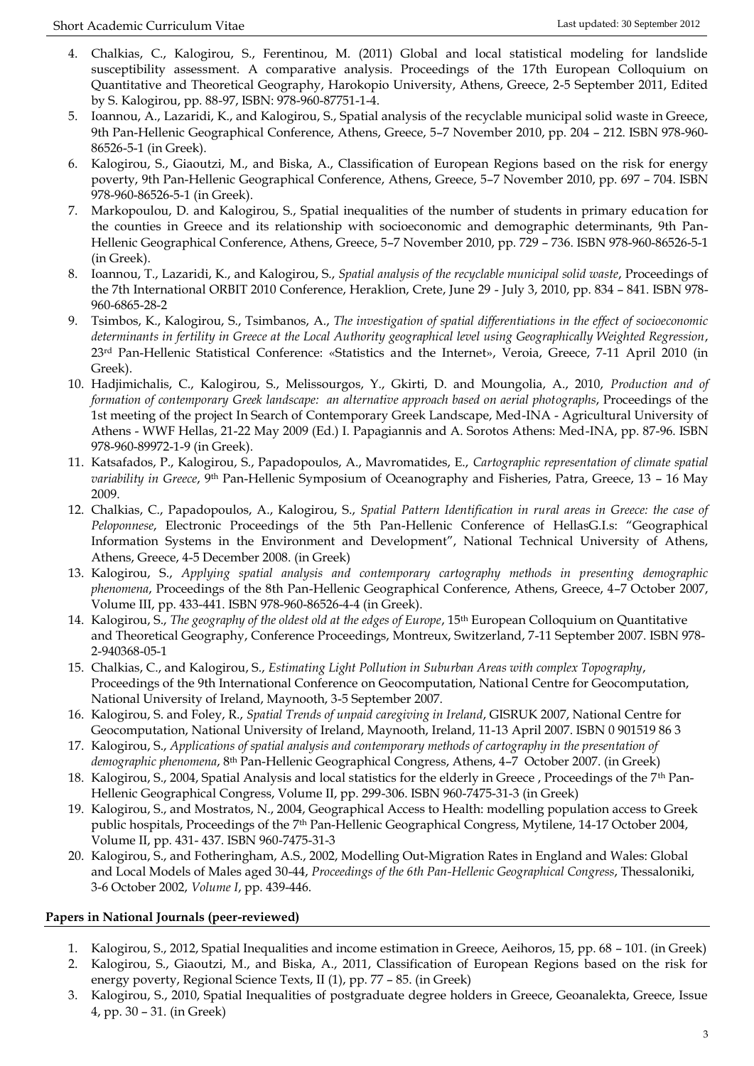4. Chalkias, C., Kalogirou, S., Ferentinou, M. (2011) Global and local statistical modeling for landslide susceptibility assessment. A comparative analysis. Proceedings of the 17th European Colloquium on Quantitative and Theoretical Geography, Harokopio University, Athens, Greece, 2-5 September 2011, Edited by S. Kalogirou, pp. 88-97, ISBN: 978-960-87751-1-4.
5. Ioannou, A., Lazaridi, K., and Kalogirou, S., Spatial analysis of the recyclable municipal solid waste in Greece, 9th Pan-Hellenic Geographical Conference, Athens, Greece, 5–7 November 2010, pp. 204 – 212. ISBN 978-960-86526-5-1 (in Greek).
6. Kalogirou, S., Giaoutzi, M., and Biska, A., Classification of European Regions based on the risk for energy poverty, 9th Pan-Hellenic Geographical Conference, Athens, Greece, 5–7 November 2010, pp. 697 – 704. ISBN 978-960-86526-5-1 (in Greek).
7. Markopoulou, D. and Kalogirou, S., Spatial inequalities of the number of students in primary education for the counties in Greece and its relationship with socioeconomic and demographic determinants, 9th Pan-Hellenic Geographical Conference, Athens, Greece, 5–7 November 2010, pp. 729 – 736. ISBN 978-960-86526-5-1 (in Greek).
8. Ioannou, T., Lazaridi, K., and Kalogirou, S., *Spatial analysis of the recyclable municipal solid waste*, Proceedings of the 7th International ORBIT 2010 Conference, Heraklion, Crete, June 29 - July 3, 2010, pp. 834 – 841. ISBN 978-960-6865-28-2
9. Tsimbos, K., Kalogirou, S., Tsimbanos, A., *The investigation of spatial differentiations in the effect of socioeconomic determinants in fertility in Greece at the Local Authority geographical level using Geographically Weighted Regression*, 23rd Pan-Hellenic Statistical Conference: «Statistics and the Internet», Veroia, Greece, 7-11 April 2010 (in Greek).
10. Hadjimichalis, C., Kalogirou, S., Melissourgos, Y., Gkirti, D. and Moungolia, A., 2010, *Production and of formation of contemporary Greek landscape: an alternative approach based on aerial photographs*, Proceedings of the 1st meeting of the project In Search of Contemporary Greek Landscape, Med-INA - Agricultural University of Athens - WWF Hellas, 21-22 May 2009 (Ed.) I. Papagiannis and A. Sorotos Athens: Med-INA, pp. 87-96. ISBN 978-960-89972-1-9 (in Greek).
11. Katsafados, P., Kalogirou, S., Papadopoulos, A., Mavromatides, E., *Cartographic representation of climate spatial variability in Greece*, 9th Pan-Hellenic Symposium of Oceanography and Fisheries, Patra, Greece, 13 – 16 May 2009.
12. Chalkias, C., Papadopoulos, A., Kalogirou, S., *Spatial Pattern Identification in rural areas in Greece: the case of Peloponnese*, Electronic Proceedings of the 5th Pan-Hellenic Conference of HellasG.I.s: "Geographical Information Systems in the Environment and Development", National Technical University of Athens, Athens, Greece, 4-5 December 2008. (in Greek)
13. Kalogirou, S., *Applying spatial analysis and contemporary cartography methods in presenting demographic phenomena*, Proceedings of the 8th Pan-Hellenic Geographical Conference, Athens, Greece, 4–7 October 2007, Volume III, pp. 433-441. ISBN 978-960-86526-4-4 (in Greek).
14. Kalogirou, S., *The geography of the oldest old at the edges of Europe*, 15th European Colloquium on Quantitative and Theoretical Geography, Conference Proceedings, Montreux, Switzerland, 7-11 September 2007. ISBN 978-2-940368-05-1
15. Chalkias, C., and Kalogirou, S., *Estimating Light Pollution in Suburban Areas with complex Topography*, Proceedings of the 9th International Conference on Geocomputation, National Centre for Geocomputation, National University of Ireland, Maynooth, 3-5 September 2007.
16. Kalogirou, S. and Foley, R., *Spatial Trends of unpaid caregiving in Ireland*, GISRUK 2007, National Centre for Geocomputation, National University of Ireland, Maynooth, Ireland, 11-13 April 2007. ISBN 0 901519 86 3
17. Kalogirou, S., *Applications of spatial analysis and contemporary methods of cartography in the presentation of demographic phenomena*, 8th Pan-Hellenic Geographical Congress, Athens, 4–7 October 2007. (in Greek)
18. Kalogirou, S., 2004, Spatial Analysis and local statistics for the elderly in Greece , Proceedings of the 7th Pan-Hellenic Geographical Congress, Volume II, pp. 299-306. ISBN 960-7475-31-3 (in Greek)
19. Kalogirou, S., and Mostratos, N., 2004, Geographical Access to Health: modelling population access to Greek public hospitals, Proceedings of the 7th Pan-Hellenic Geographical Congress, Mytilene, 14-17 October 2004, Volume II, pp. 431- 437. ISBN 960-7475-31-3
20. Kalogirou, S., and Fotheringham, A.S., 2002, Modelling Out-Migration Rates in England and Wales: Global and Local Models of Males aged 30-44, *Proceedings of the 6th Pan-Hellenic Geographical Congress*, Thessaloniki, 3-6 October 2002, *Volume I*, pp. 439-446.

**Papers in National Journals (peer-reviewed)**

1. Kalogirou, S., 2012, Spatial Inequalities and income estimation in Greece, Aeihoros, 15, pp. 68 – 101. (in Greek)
2. Kalogirou, S., Giaoutzi, M., and Biska, A., 2011, Classification of European Regions based on the risk for energy poverty, Regional Science Texts, II (1), pp. 77 – 85. (in Greek)
3. Kalogirou, S., 2010, Spatial Inequalities of postgraduate degree holders in Greece, Geoanalekta, Greece, Issue 4, pp. 30 – 31. (in Greek)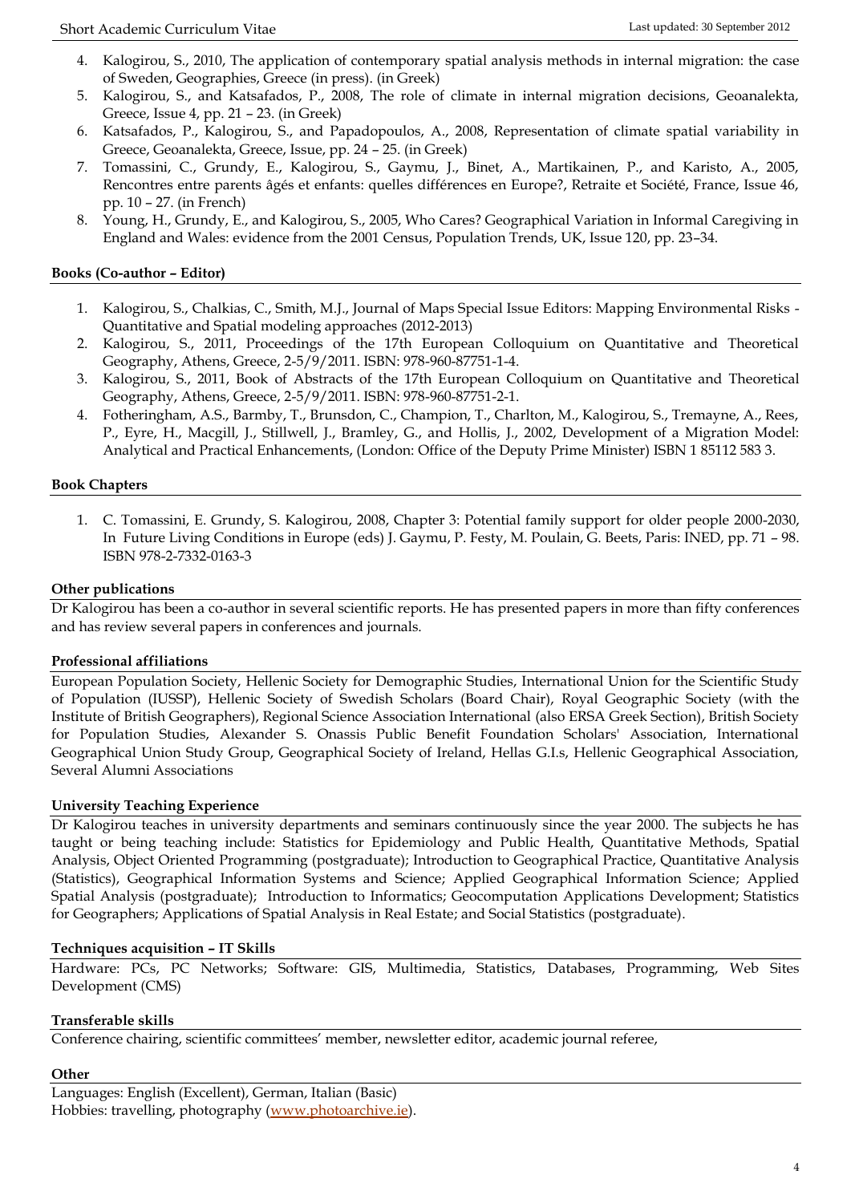4. Kalogirou, S., 2010, The application of contemporary spatial analysis methods in internal migration: the case of Sweden, Geographies, Greece (in press). (in Greek)
5. Kalogirou, S., and Katsafados, P., 2008, The role of climate in internal migration decisions, Geoanalekta, Greece, Issue 4, pp. 21 – 23. (in Greek)
6. Katsafados, P., Kalogirou, S., and Papadopoulos, A., 2008, Representation of climate spatial variability in Greece, Geoanalekta, Greece, Issue, pp. 24 – 25. (in Greek)
7. Tomassini, C., Grundy, E., Kalogirou, S., Gaymu, J., Binet, A., Martikainen, P., and Karisto, A., 2005, Rencontres entre parents âgés et enfants: quelles différences en Europe?, Retraite et Société, France, Issue 46, pp. 10 – 27. (in French)
8. Young, H., Grundy, E., and Kalogirou, S., 2005, Who Cares? Geographical Variation in Informal Caregiving in England and Wales: evidence from the 2001 Census, Population Trends, UK, Issue 120, pp. 23–34.

**Books (Co-author – Editor)**

1. Kalogirou, S., Chalkias, C., Smith, M.J., Journal of Maps Special Issue Editors: Mapping Environmental Risks - Quantitative and Spatial modeling approaches (2012-2013)
2. Kalogirou, S., 2011, Proceedings of the 17th European Colloquium on Quantitative and Theoretical Geography, Athens, Greece, 2-5/9/2011. ISBN: 978-960-87751-1-4.
3. Kalogirou, S., 2011, Book of Abstracts of the 17th European Colloquium on Quantitative and Theoretical Geography, Athens, Greece, 2-5/9/2011. ISBN: 978-960-87751-2-1.
4. Fotheringham, A.S., Barmby, T., Brunsdon, C., Champion, T., Charlton, M., Kalogirou, S., Tremayne, A., Rees, P., Eyre, H., Macgill, J., Stillwell, J., Bramley, G., and Hollis, J., 2002, Development of a Migration Model: Analytical and Practical Enhancements, (London: Office of the Deputy Prime Minister) ISBN 1 85112 583 3.

**Book Chapters**

1. C. Tomassini, E. Grundy, S. Kalogirou, 2008, Chapter 3: Potential family support for older people 2000-2030, In Future Living Conditions in Europe (eds) J. Gaymu, P. Festy, M. Poulain, G. Beets, Paris: INED, pp. 71 – 98. ISBN 978-2-7332-0163-3

**Other publications**

Dr Kalogirou has been a co-author in several scientific reports. He has presented papers in more than fifty conferences and has review several papers in conferences and journals.

**Professional affiliations**

European Population Society, Hellenic Society for Demographic Studies, International Union for the Scientific Study of Population (IUSSP), Hellenic Society of Swedish Scholars (Board Chair), Royal Geographic Society (with the Institute of British Geographers), Regional Science Association International (also ERSA Greek Section), British Society for Population Studies, Alexander S. Onassis Public Benefit Foundation Scholars' Association, International Geographical Union Study Group, Geographical Society of Ireland, Hellas G.I.s, Hellenic Geographical Association, Several Alumni Associations

**University Teaching Experience**

Dr Kalogirou teaches in university departments and seminars continuously since the year 2000. The subjects he has taught or being teaching include: Statistics for Epidemiology and Public Health, Quantitative Methods, Spatial Analysis, Object Oriented Programming (postgraduate); Introduction to Geographical Practice, Quantitative Analysis (Statistics), Geographical Information Systems and Science; Applied Geographical Information Science; Applied Spatial Analysis (postgraduate); Introduction to Informatics; Geocomputation Applications Development; Statistics for Geographers; Applications of Spatial Analysis in Real Estate; and Social Statistics (postgraduate).

**Techniques acquisition – IT Skills**

Hardware: PCs, PC Networks; Software: GIS, Multimedia, Statistics, Databases, Programming, Web Sites Development (CMS)

**Transferable skills**

Conference chairing, scientific committees' member, newsletter editor, academic journal referee,

**Other**

Languages: English (Excellent), German, Italian (Basic)
Hobbies: travelling, photography (www.photoarchive.ie).